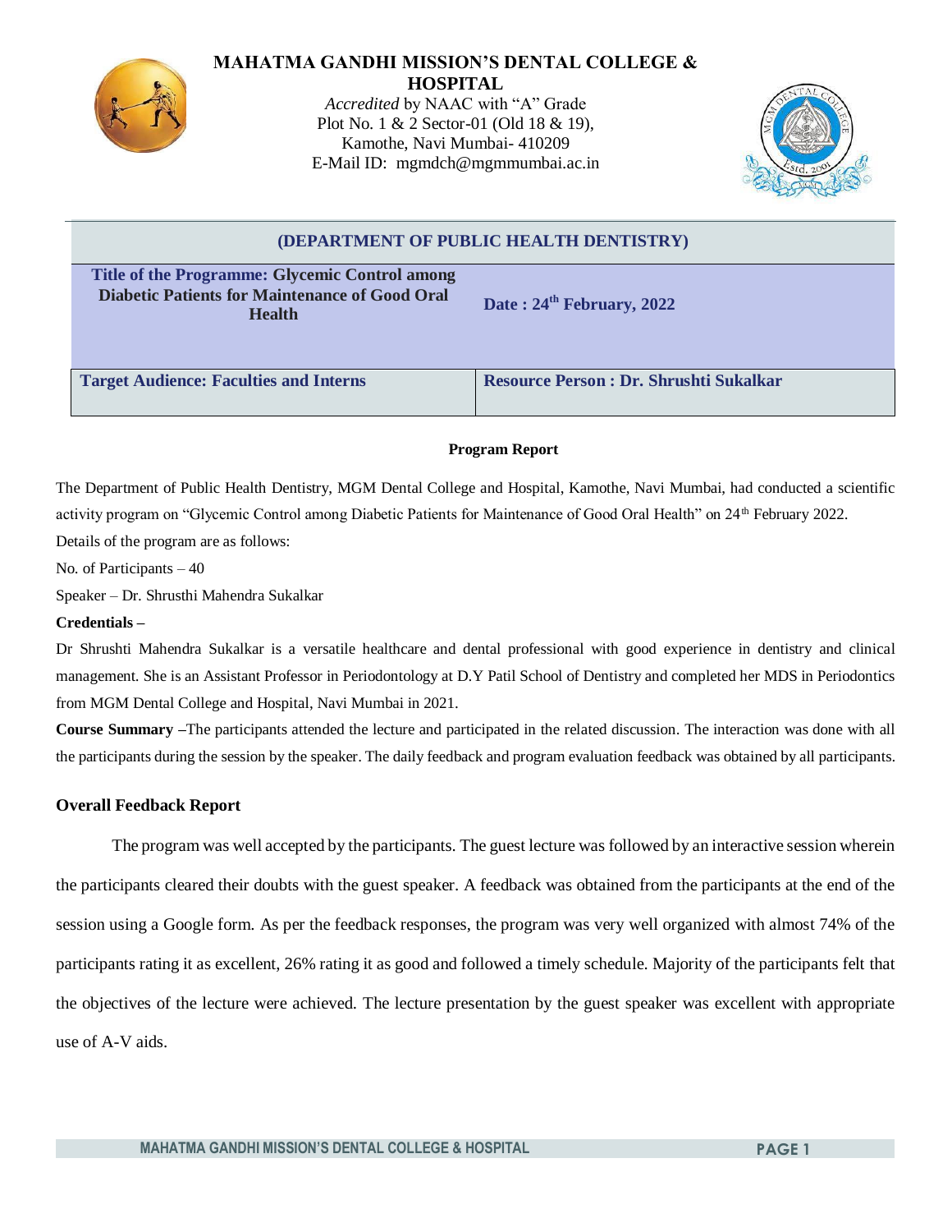# MAHATMA GANDHI MISSION'S DENTAL COLLEGE & HOSPITAL

*Accredited* by NAAC with "A" Grade
Plot No. 1 & 2 Sector-01 (Old 18 & 19),
Kamothe, Navi Mumbai- 410209
E-Mail ID: mgmdch@mgmmumbai.ac.in

| (DEPARTMENT OF PUBLIC HEALTH DENTISTRY) | |
|---|---|
| **Title of the Programme: Glycemic Control among Diabetic Patients for Maintenance of Good Oral Health** | **Date : 24th February, 2022** |
| **Target Audience: Faculties and Interns** | **Resource Person : Dr. Shrushti Sukalkar** |

**Program Report**

The Department of Public Health Dentistry, MGM Dental College and Hospital, Kamothe, Navi Mumbai, had conducted a scientific activity program on "Glycemic Control among Diabetic Patients for Maintenance of Good Oral Health" on 24th February 2022.

Details of the program are as follows:

No. of Participants – 40

Speaker – Dr. Shrusthi Mahendra Sukalkar

**Credentials –**

Dr Shrushti Mahendra Sukalkar is a versatile healthcare and dental professional with good experience in dentistry and clinical management. She is an Assistant Professor in Periodontology at D.Y Patil School of Dentistry and completed her MDS in Periodontics from MGM Dental College and Hospital, Navi Mumbai in 2021.

**Course Summary** –The participants attended the lecture and participated in the related discussion. The interaction was done with all the participants during the session by the speaker. The daily feedback and program evaluation feedback was obtained by all participants.

### Overall Feedback Report

The program was well accepted by the participants. The guest lecture was followed by an interactive session wherein the participants cleared their doubts with the guest speaker. A feedback was obtained from the participants at the end of the session using a Google form. As per the feedback responses, the program was very well organized with almost 74% of the participants rating it as excellent, 26% rating it as good and followed a timely schedule. Majority of the participants felt that the objectives of the lecture were achieved. The lecture presentation by the guest speaker was excellent with appropriate use of A-V aids.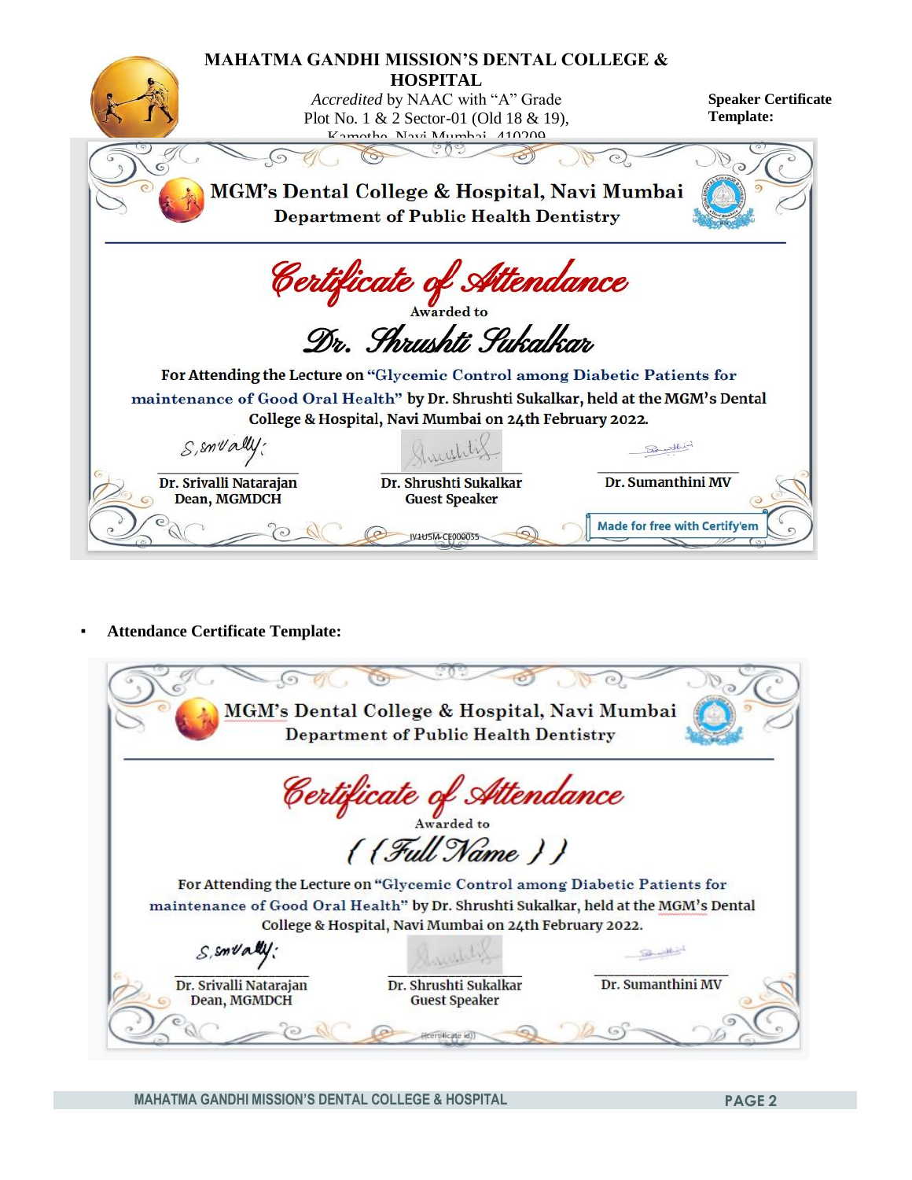**MAHATMA GANDHI MISSION'S DENTAL COLLEGE & HOSPITAL**

*Accredited* by NAAC with "A" Grade
Plot No. 1 & 2 Sector-01 (Old 18 & 19),
Kamothe, Navi Mumbai - 410209

**Speaker Certificate Template:**

MGM's Dental College & Hospital, Navi Mumbai
Department of Public Health Dentistry

*Certificate of Attendance*

Awarded to

*Dr. Shrushti Sukalkar*

For Attending the Lecture on "Glycemic Control among Diabetic Patients for maintenance of Good Oral Health" by Dr. Shrushti Sukalkar, held at the MGM's Dental College & Hospital, Navi Mumbai on 24th February 2022.

| Dr. Srivalli Natarajan<br>Dean, MGMDCH | Dr. Shrushti Sukalkar<br>Guest Speaker | Dr. Sumanthini MV |
|---|---|---|

IV1U5M-CE000055

Made for free with Certify'em

- **Attendance Certificate Template:**

MGM's Dental College & Hospital, Navi Mumbai
Department of Public Health Dentistry

*Certificate of Attendance*

Awarded to

*{{Full Name}}*

For Attending the Lecture on "Glycemic Control among Diabetic Patients for maintenance of Good Oral Health" by Dr. Shrushti Sukalkar, held at the MGM's Dental College & Hospital, Navi Mumbai on 24th February 2022.

| Dr. Srivalli Natarajan<br>Dean, MGMDCH | Dr. Shrushti Sukalkar<br>Guest Speaker | Dr. Sumanthini MV |
|---|---|---|

{{certificate id}}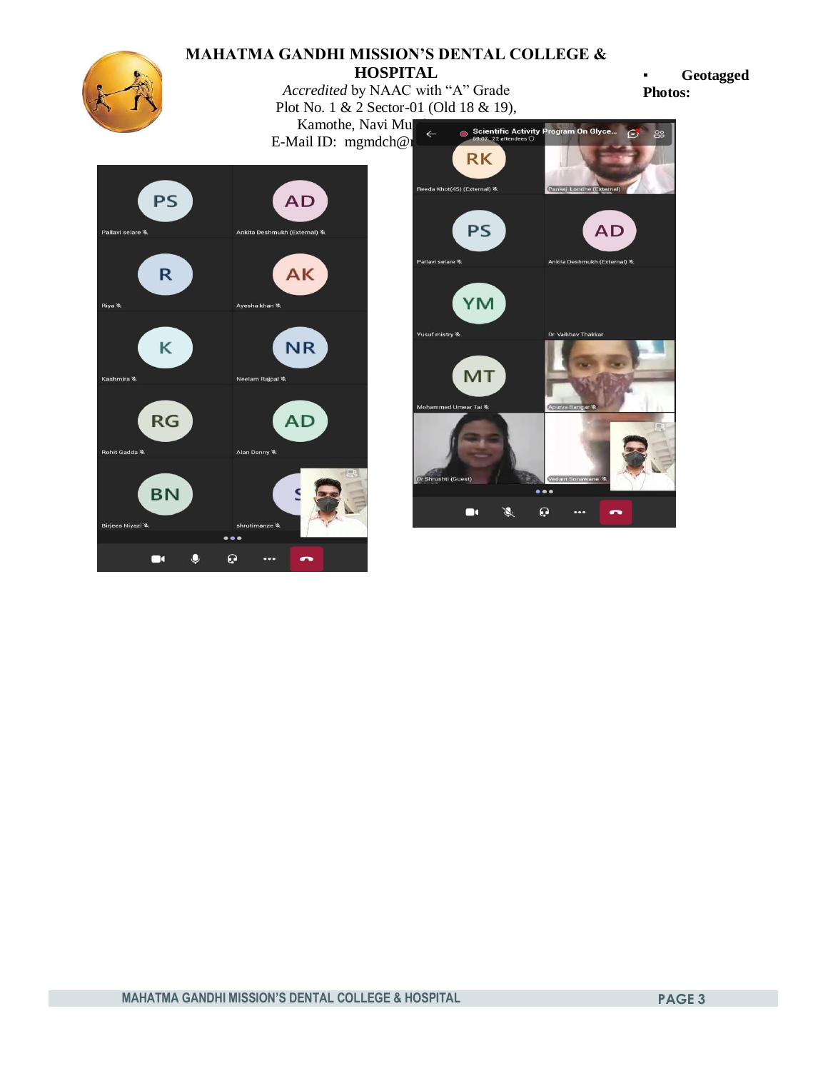# MAHATMA GANDHI MISSION'S DENTAL COLLEGE & HOSPITAL

*Accredited* by NAAC with "A" Grade

Plot No. 1 & 2 Sector-01 (Old 18 & 19),

Kamothe, Navi Mu

E-Mail ID: mgmdch@

- **Geotagged Photos:**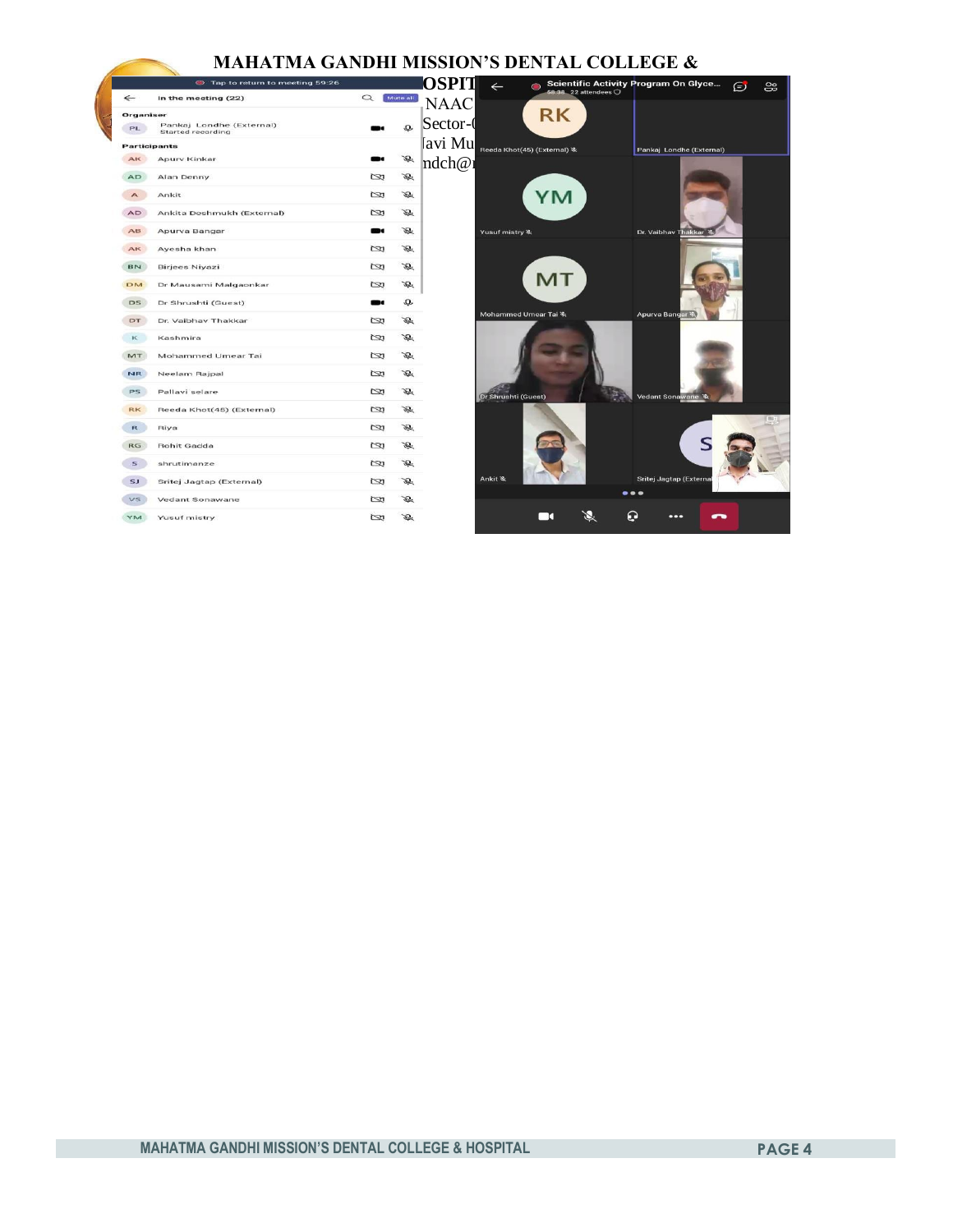**MAHATMA GANDHI MISSION'S DENTAL COLLEGE &**